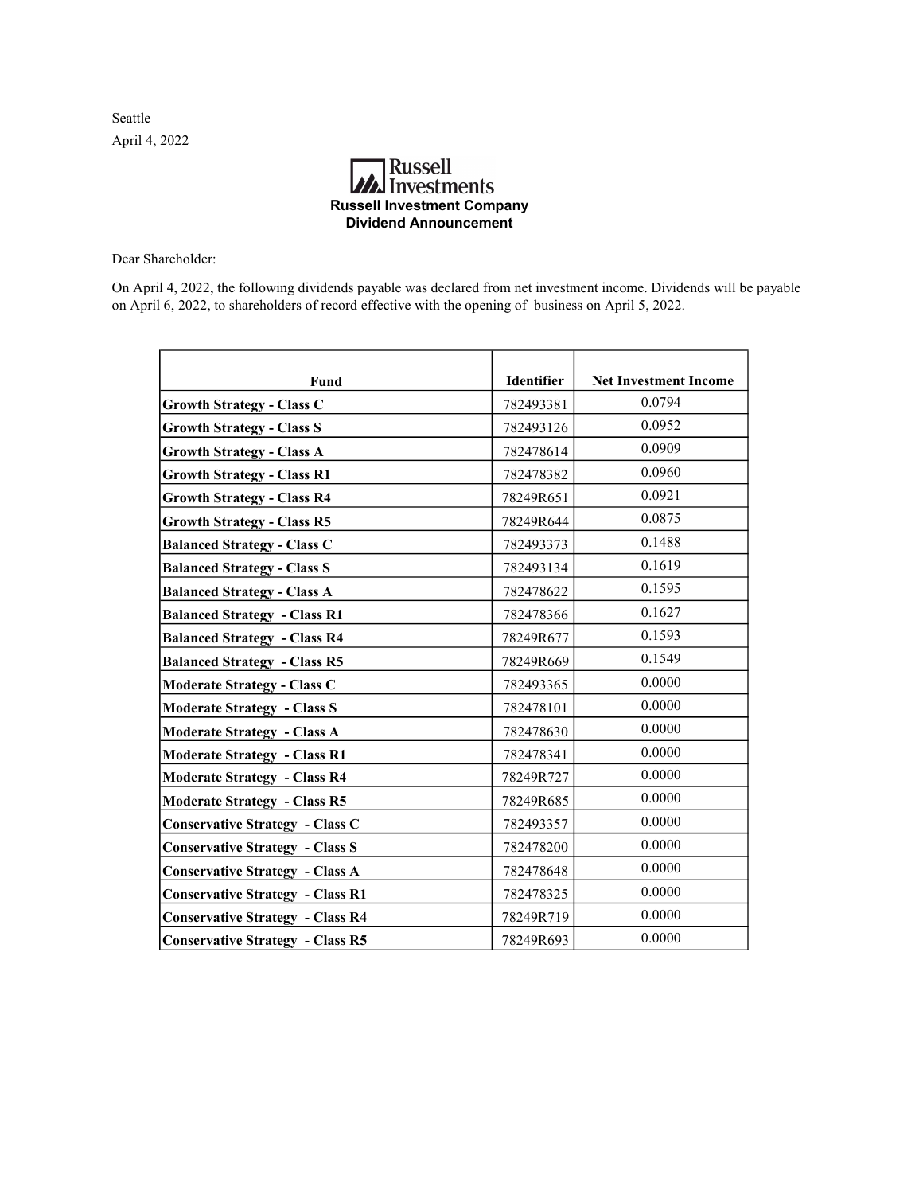Seattle

April 4, 2022

**Russell Investments**

**Russell Investment Company**
**Dividend Announcement**

Dear Shareholder:

On April 4, 2022, the following dividends payable was declared from net investment income. Dividends will be payable on April 6, 2022, to shareholders of record effective with the opening of business on April 5, 2022.

| Fund | Identifier | Net Investment Income |
|---|---|---|
| **Growth Strategy - Class C** | 782493381 | 0.0794 |
| **Growth Strategy - Class S** | 782493126 | 0.0952 |
| **Growth Strategy - Class A** | 782478614 | 0.0909 |
| **Growth Strategy - Class R1** | 782478382 | 0.0960 |
| **Growth Strategy - Class R4** | 78249R651 | 0.0921 |
| **Growth Strategy - Class R5** | 78249R644 | 0.0875 |
| **Balanced Strategy - Class C** | 782493373 | 0.1488 |
| **Balanced Strategy - Class S** | 782493134 | 0.1619 |
| **Balanced Strategy - Class A** | 782478622 | 0.1595 |
| **Balanced Strategy - Class R1** | 782478366 | 0.1627 |
| **Balanced Strategy - Class R4** | 78249R677 | 0.1593 |
| **Balanced Strategy - Class R5** | 78249R669 | 0.1549 |
| **Moderate Strategy - Class C** | 782493365 | 0.0000 |
| **Moderate Strategy - Class S** | 782478101 | 0.0000 |
| **Moderate Strategy - Class A** | 782478630 | 0.0000 |
| **Moderate Strategy - Class R1** | 782478341 | 0.0000 |
| **Moderate Strategy - Class R4** | 78249R727 | 0.0000 |
| **Moderate Strategy - Class R5** | 78249R685 | 0.0000 |
| **Conservative Strategy - Class C** | 782493357 | 0.0000 |
| **Conservative Strategy - Class S** | 782478200 | 0.0000 |
| **Conservative Strategy - Class A** | 782478648 | 0.0000 |
| **Conservative Strategy - Class R1** | 782478325 | 0.0000 |
| **Conservative Strategy - Class R4** | 78249R719 | 0.0000 |
| **Conservative Strategy - Class R5** | 78249R693 | 0.0000 |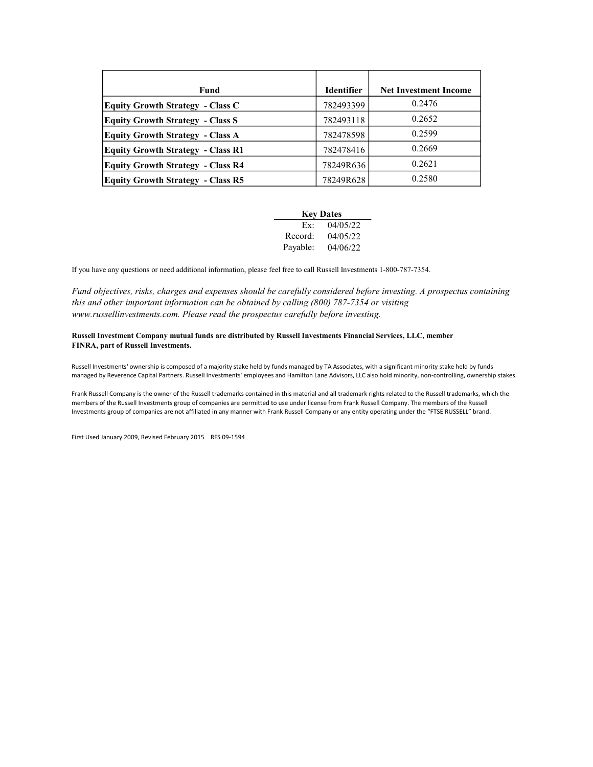| Fund | Identifier | Net Investment Income |
|---|---|---|
| **Equity Growth Strategy - Class C** | 782493399 | 0.2476 |
| **Equity Growth Strategy - Class S** | 782493118 | 0.2652 |
| **Equity Growth Strategy - Class A** | 782478598 | 0.2599 |
| **Equity Growth Strategy - Class R1** | 782478416 | 0.2669 |
| **Equity Growth Strategy - Class R4** | 78249R636 | 0.2621 |
| **Equity Growth Strategy - Class R5** | 78249R628 | 0.2580 |

| Key Dates | |
|---|---|
| Ex: | 04/05/22 |
| Record: | 04/05/22 |
| Payable: | 04/06/22 |

If you have any questions or need additional information, please feel free to call Russell Investments 1-800-787-7354.

*Fund objectives, risks, charges and expenses should be carefully considered before investing. A prospectus containing this and other important information can be obtained by calling (800) 787-7354 or visiting www.russellinvestments.com. Please read the prospectus carefully before investing.*

**Russell Investment Company mutual funds are distributed by Russell Investments Financial Services, LLC, member FINRA, part of Russell Investments.**

Russell Investments' ownership is composed of a majority stake held by funds managed by TA Associates, with a significant minority stake held by funds managed by Reverence Capital Partners. Russell Investments' employees and Hamilton Lane Advisors, LLC also hold minority, non-controlling, ownership stakes.

Frank Russell Company is the owner of the Russell trademarks contained in this material and all trademark rights related to the Russell trademarks, which the members of the Russell Investments group of companies are permitted to use under license from Frank Russell Company. The members of the Russell Investments group of companies are not affiliated in any manner with Frank Russell Company or any entity operating under the "FTSE RUSSELL" brand.

First Used January 2009, Revised February 2015 RFS 09-1594